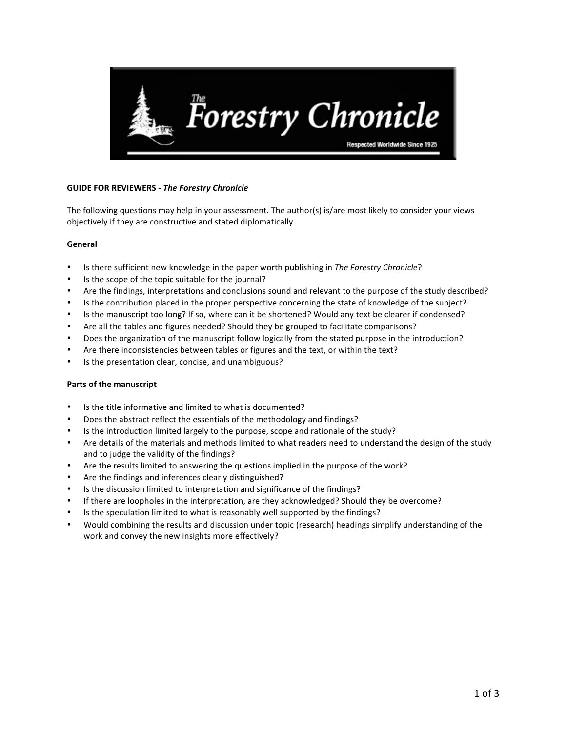**GUIDE FOR REVIEWERS -** ***The Forestry Chronicle***

The following questions may help in your assessment. The author(s) is/are most likely to consider your views objectively if they are constructive and stated diplomatically.

**General**

- Is there sufficient new knowledge in the paper worth publishing in *The Forestry Chronicle*?
- Is the scope of the topic suitable for the journal?
- Are the findings, interpretations and conclusions sound and relevant to the purpose of the study described?
- Is the contribution placed in the proper perspective concerning the state of knowledge of the subject?
- Is the manuscript too long? If so, where can it be shortened? Would any text be clearer if condensed?
- Are all the tables and figures needed? Should they be grouped to facilitate comparisons?
- Does the organization of the manuscript follow logically from the stated purpose in the introduction?
- Are there inconsistencies between tables or figures and the text, or within the text?
- Is the presentation clear, concise, and unambiguous?

**Parts of the manuscript**

- Is the title informative and limited to what is documented?
- Does the abstract reflect the essentials of the methodology and findings?
- Is the introduction limited largely to the purpose, scope and rationale of the study?
- Are details of the materials and methods limited to what readers need to understand the design of the study and to judge the validity of the findings?
- Are the results limited to answering the questions implied in the purpose of the work?
- Are the findings and inferences clearly distinguished?
- Is the discussion limited to interpretation and significance of the findings?
- If there are loopholes in the interpretation, are they acknowledged? Should they be overcome?
- Is the speculation limited to what is reasonably well supported by the findings?
- Would combining the results and discussion under topic (research) headings simplify understanding of the work and convey the new insights more effectively?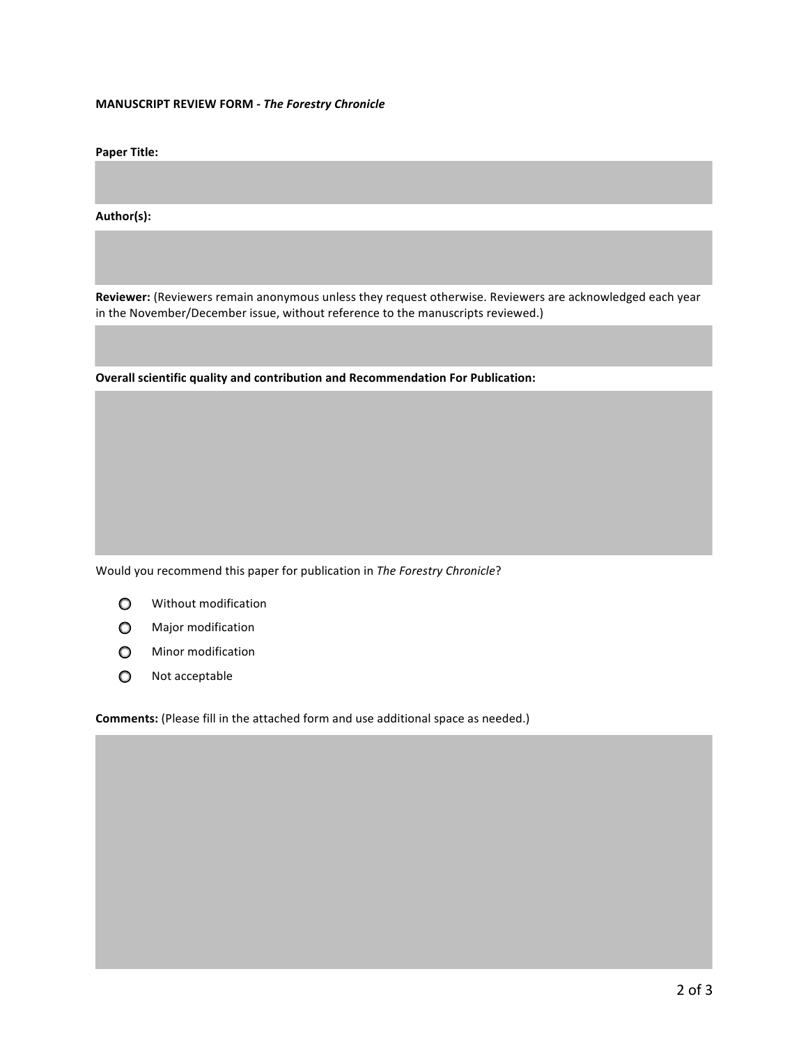**MANUSCRIPT REVIEW FORM -** ***The Forestry Chronicle***

**Paper Title:**

**Author(s):**

**Reviewer:** (Reviewers remain anonymous unless they request otherwise. Reviewers are acknowledged each year in the November/December issue, without reference to the manuscripts reviewed.)

**Overall scientific quality and contribution and Recommendation For Publication:**

Would you recommend this paper for publication in *The Forestry Chronicle*?

- ○ Without modification
- ○ Major modification
- ○ Minor modification
- ○ Not acceptable

**Comments:** (Please fill in the attached form and use additional space as needed.)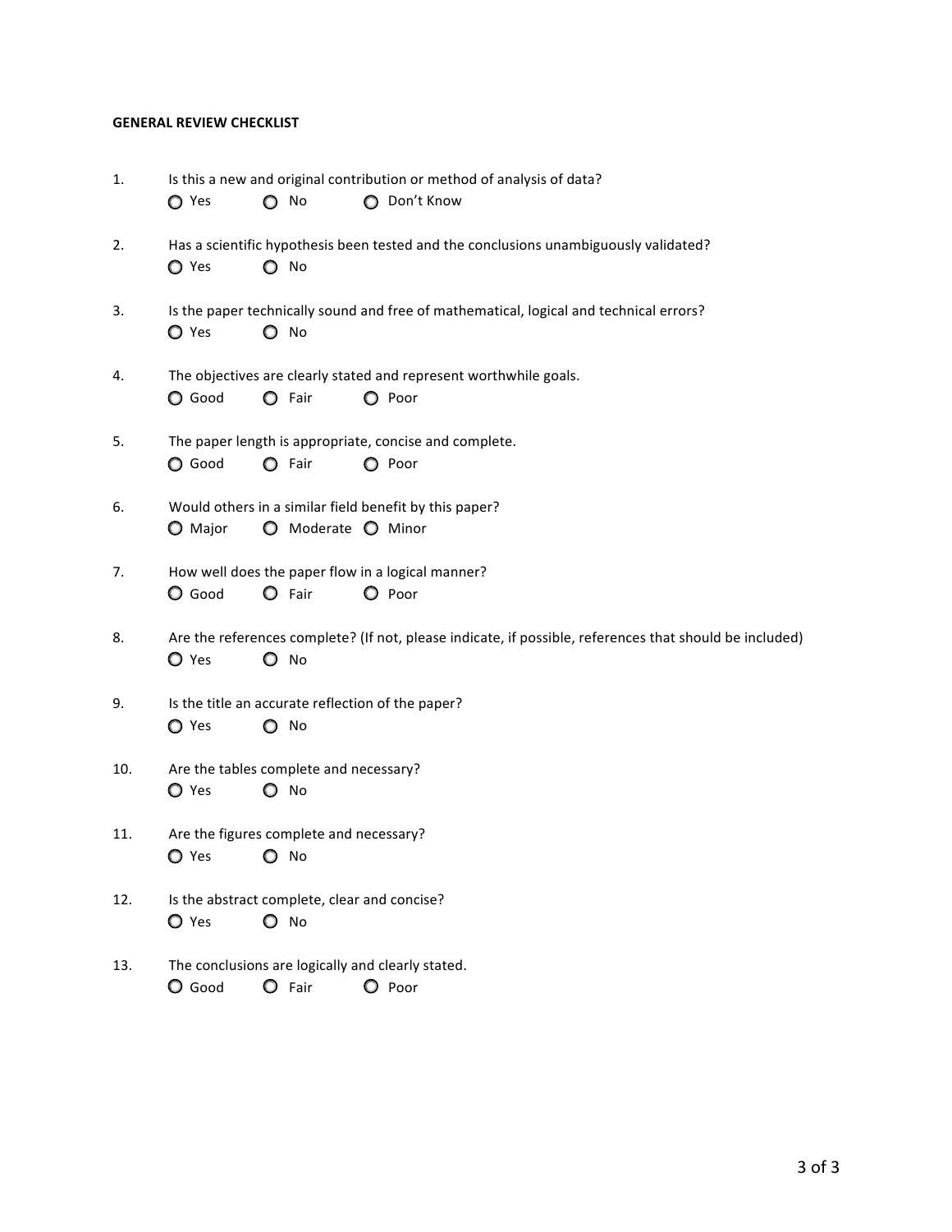**GENERAL REVIEW CHECKLIST**

1. Is this a new and original contribution or method of analysis of data?
   ○ Yes ○ No ○ Don't Know

2. Has a scientific hypothesis been tested and the conclusions unambiguously validated?
   ○ Yes ○ No

3. Is the paper technically sound and free of mathematical, logical and technical errors?
   ○ Yes ○ No

4. The objectives are clearly stated and represent worthwhile goals.
   ○ Good ○ Fair ○ Poor

5. The paper length is appropriate, concise and complete.
   ○ Good ○ Fair ○ Poor

6. Would others in a similar field benefit by this paper?
   ○ Major ○ Moderate ○ Minor

7. How well does the paper flow in a logical manner?
   ○ Good ○ Fair ○ Poor

8. Are the references complete? (If not, please indicate, if possible, references that should be included)
   ○ Yes ○ No

9. Is the title an accurate reflection of the paper?
   ○ Yes ○ No

10. Are the tables complete and necessary?
    ○ Yes ○ No

11. Are the figures complete and necessary?
    ○ Yes ○ No

12. Is the abstract complete, clear and concise?
    ○ Yes ○ No

13. The conclusions are logically and clearly stated.
    ○ Good ○ Fair ○ Poor